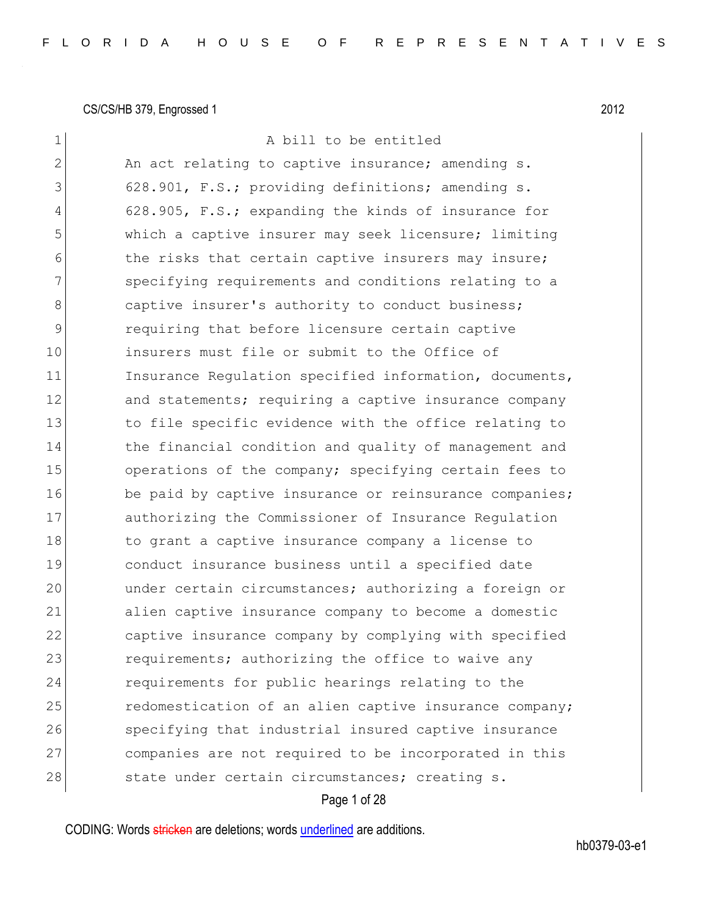CS/CS/HB 379, Engrossed 1 2012

A bill to be entitled

An act relating to captive insurance; amending s. 628.901, F.S.; providing definitions; amending s. 628.905, F.S.; expanding the kinds of insurance for which a captive insurer may seek licensure; limiting the risks that certain captive insurers may insure; specifying requirements and conditions relating to a captive insurer's authority to conduct business; requiring that before licensure certain captive insurers must file or submit to the Office of Insurance Regulation specified information, documents, and statements; requiring a captive insurance company to file specific evidence with the office relating to the financial condition and quality of management and operations of the company; specifying certain fees to be paid by captive insurance or reinsurance companies; authorizing the Commissioner of Insurance Regulation to grant a captive insurance company a license to conduct insurance business until a specified date under certain circumstances; authorizing a foreign or alien captive insurance company to become a domestic captive insurance company by complying with specified requirements; authorizing the office to waive any requirements for public hearings relating to the redomestication of an alien captive insurance company; specifying that industrial insured captive insurance companies are not required to be incorporated in this state under certain circumstances; creating s.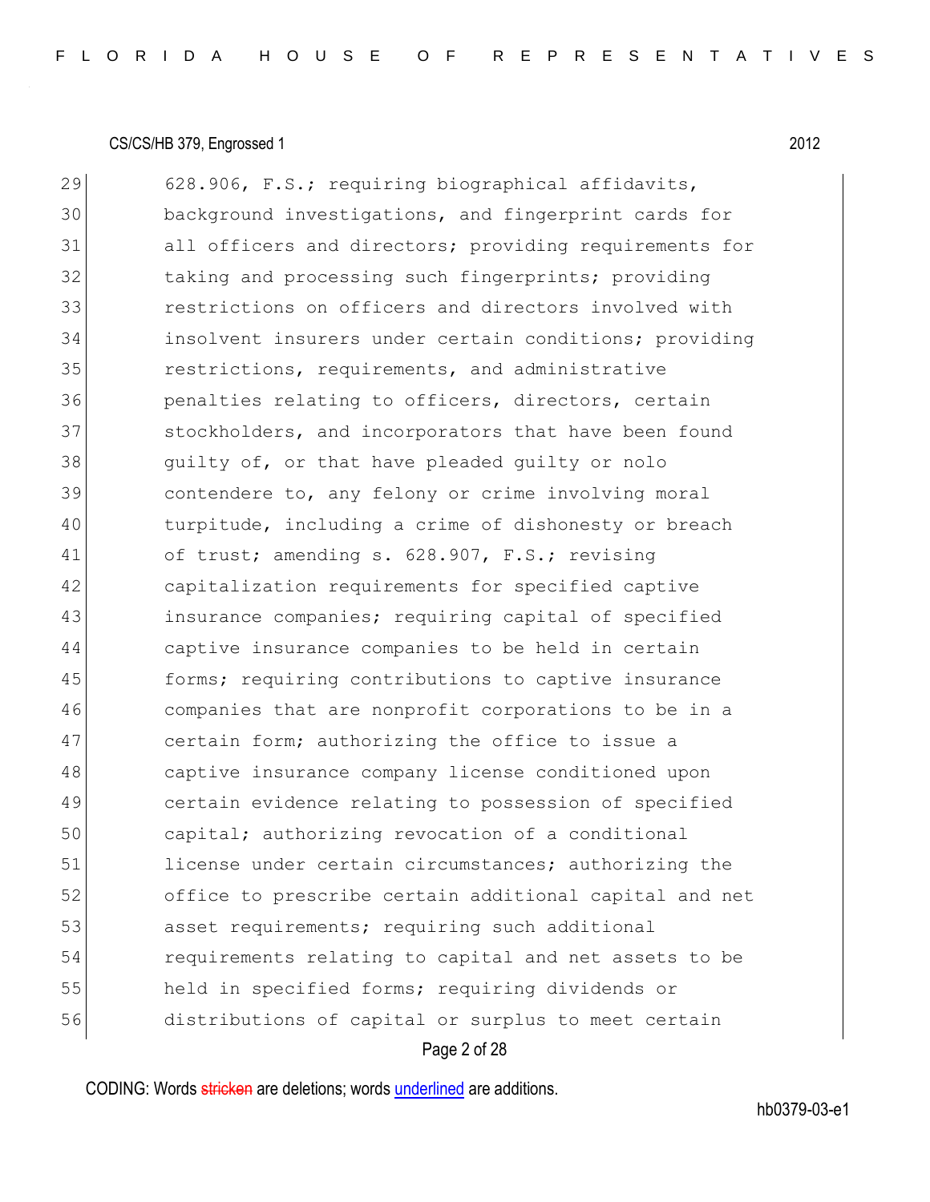29 628.906, F.S.; requiring biographical affidavits,
30 background investigations, and fingerprint cards for
31 all officers and directors; providing requirements for
32 taking and processing such fingerprints; providing
33 restrictions on officers and directors involved with
34 insolvent insurers under certain conditions; providing
35 restrictions, requirements, and administrative
36 penalties relating to officers, directors, certain
37 stockholders, and incorporators that have been found
38 guilty of, or that have pleaded guilty or nolo
39 contendere to, any felony or crime involving moral
40 turpitude, including a crime of dishonesty or breach
41 of trust; amending s. 628.907, F.S.; revising
42 capitalization requirements for specified captive
43 insurance companies; requiring capital of specified
44 captive insurance companies to be held in certain
45 forms; requiring contributions to captive insurance
46 companies that are nonprofit corporations to be in a
47 certain form; authorizing the office to issue a
48 captive insurance company license conditioned upon
49 certain evidence relating to possession of specified
50 capital; authorizing revocation of a conditional
51 license under certain circumstances; authorizing the
52 office to prescribe certain additional capital and net
53 asset requirements; requiring such additional
54 requirements relating to capital and net assets to be
55 held in specified forms; requiring dividends or
56 distributions of capital or surplus to meet certain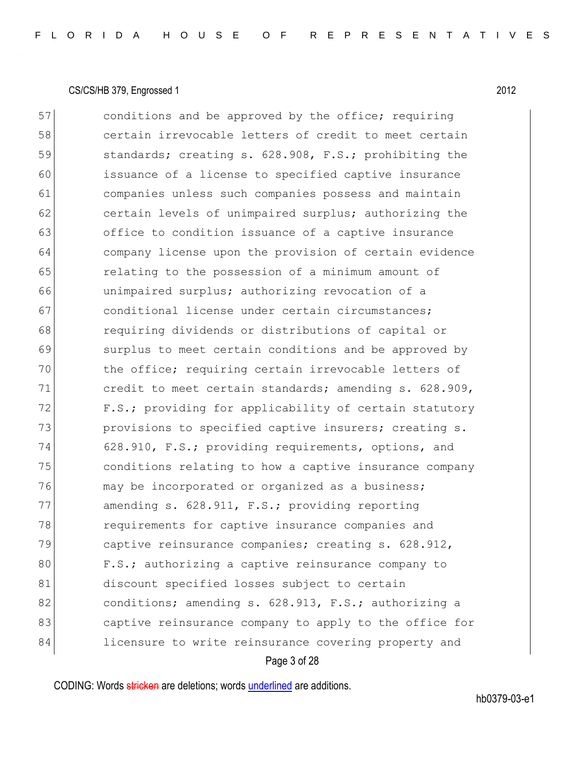57 conditions and be approved by the office; requiring
58 certain irrevocable letters of credit to meet certain
59 standards; creating s. 628.908, F.S.; prohibiting the
60 issuance of a license to specified captive insurance
61 companies unless such companies possess and maintain
62 certain levels of unimpaired surplus; authorizing the
63 office to condition issuance of a captive insurance
64 company license upon the provision of certain evidence
65 relating to the possession of a minimum amount of
66 unimpaired surplus; authorizing revocation of a
67 conditional license under certain circumstances;
68 requiring dividends or distributions of capital or
69 surplus to meet certain conditions and be approved by
70 the office; requiring certain irrevocable letters of
71 credit to meet certain standards; amending s. 628.909,
72 F.S.; providing for applicability of certain statutory
73 provisions to specified captive insurers; creating s.
74 628.910, F.S.; providing requirements, options, and
75 conditions relating to how a captive insurance company
76 may be incorporated or organized as a business;
77 amending s. 628.911, F.S.; providing reporting
78 requirements for captive insurance companies and
79 captive reinsurance companies; creating s. 628.912,
80 F.S.; authorizing a captive reinsurance company to
81 discount specified losses subject to certain
82 conditions; amending s. 628.913, F.S.; authorizing a
83 captive reinsurance company to apply to the office for
84 licensure to write reinsurance covering property and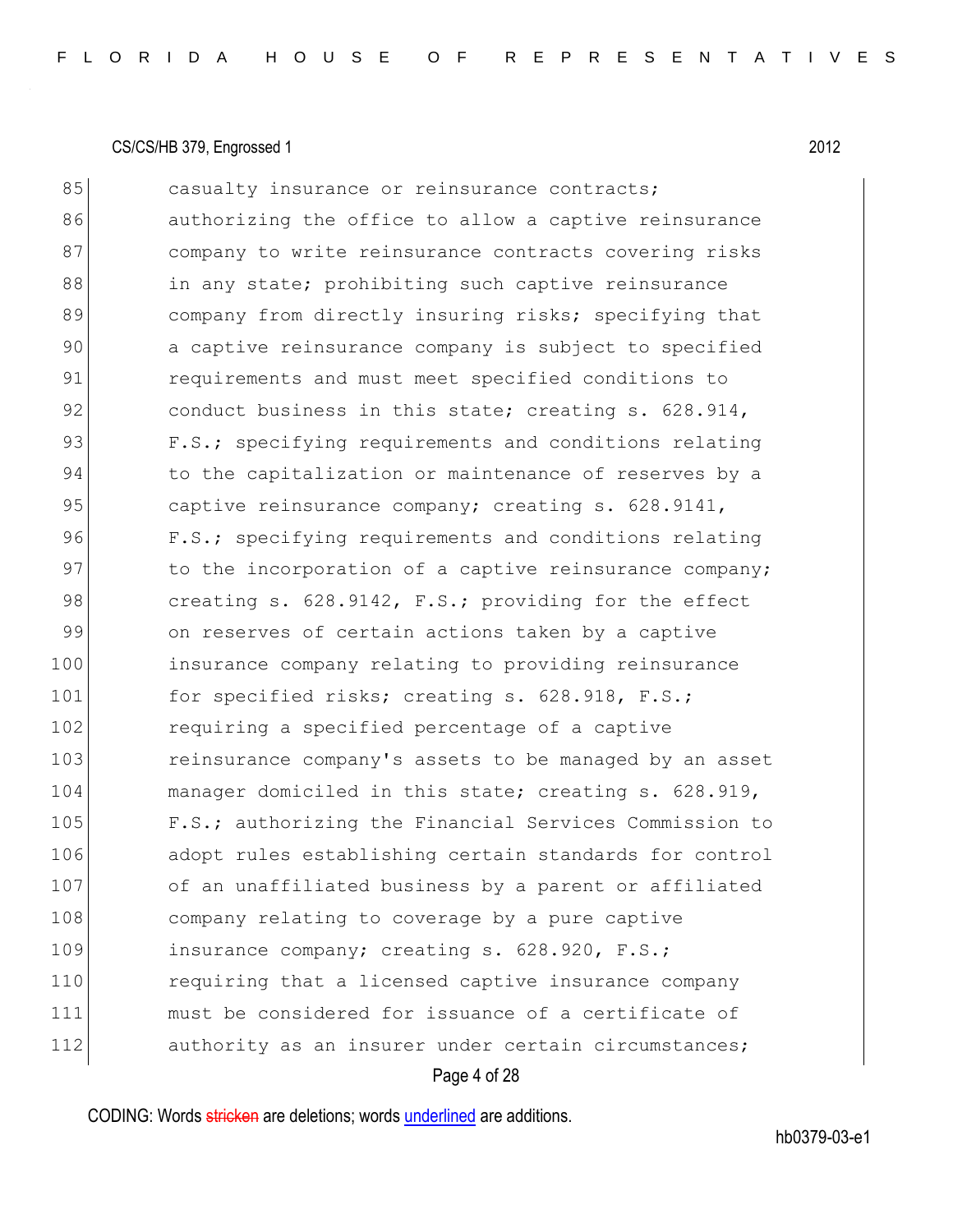casualty insurance or reinsurance contracts; authorizing the office to allow a captive reinsurance company to write reinsurance contracts covering risks in any state; prohibiting such captive reinsurance company from directly insuring risks; specifying that a captive reinsurance company is subject to specified requirements and must meet specified conditions to conduct business in this state; creating s. 628.914, F.S.; specifying requirements and conditions relating to the capitalization or maintenance of reserves by a captive reinsurance company; creating s. 628.9141, F.S.; specifying requirements and conditions relating to the incorporation of a captive reinsurance company; creating s. 628.9142, F.S.; providing for the effect on reserves of certain actions taken by a captive insurance company relating to providing reinsurance for specified risks; creating s. 628.918, F.S.; requiring a specified percentage of a captive reinsurance company's assets to be managed by an asset manager domiciled in this state; creating s. 628.919, F.S.; authorizing the Financial Services Commission to adopt rules establishing certain standards for control of an unaffiliated business by a parent or affiliated company relating to coverage by a pure captive insurance company; creating s. 628.920, F.S.; requiring that a licensed captive insurance company must be considered for issuance of a certificate of authority as an insurer under certain circumstances;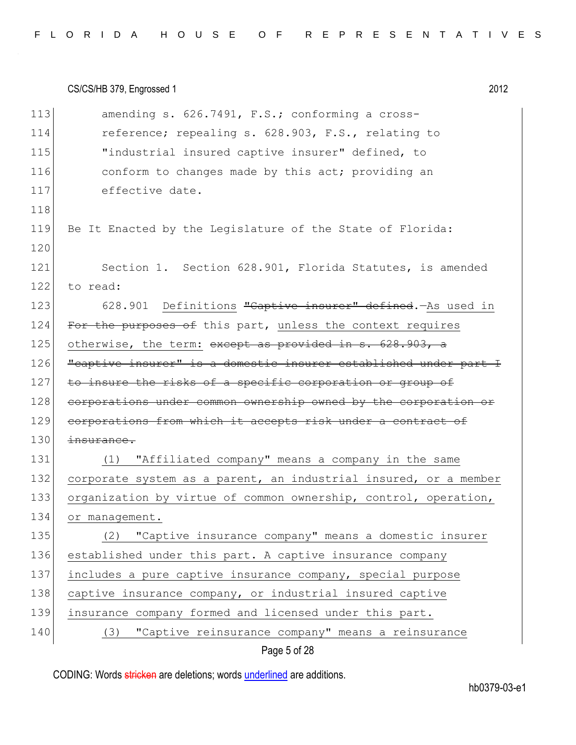amending s. 626.7491, F.S.; conforming a cross-reference; repealing s. 628.903, F.S., relating to "industrial insured captive insurer" defined, to conform to changes made by this act; providing an effective date.

Be It Enacted by the Legislature of the State of Florida:

Section 1. Section 628.901, Florida Statutes, is amended to read:

628.901 Definitions ~~"Captive insurer" defined~~.—As used in ~~For the purposes of~~ this part, unless the context requires otherwise, the term: ~~except as provided in s. 628.903, a "captive insurer" is a domestic insurer established under part I to insure the risks of a specific corporation or group of corporations under common ownership owned by the corporation or corporations from which it accepts risk under a contract of insurance.~~

(1) "Affiliated company" means a company in the same corporate system as a parent, an industrial insured, or a member organization by virtue of common ownership, control, operation, or management.

(2) "Captive insurance company" means a domestic insurer established under this part. A captive insurance company includes a pure captive insurance company, special purpose captive insurance company, or industrial insured captive insurance company formed and licensed under this part.

(3) "Captive reinsurance company" means a reinsurance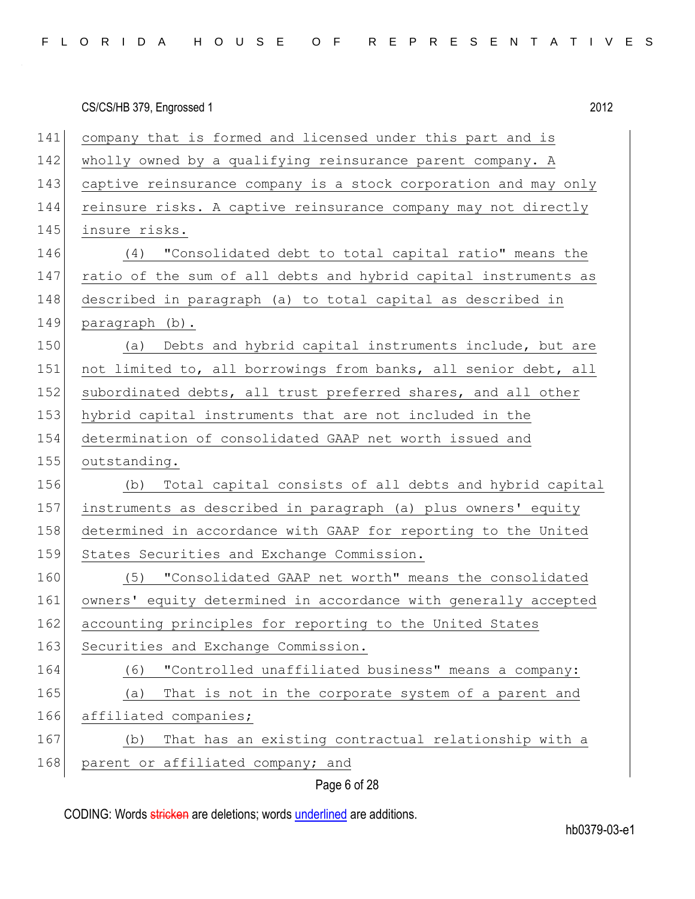company that is formed and licensed under this part and is wholly owned by a qualifying reinsurance parent company. A captive reinsurance company is a stock corporation and may only reinsure risks. A captive reinsurance company may not directly insure risks.

(4) "Consolidated debt to total capital ratio" means the ratio of the sum of all debts and hybrid capital instruments as described in paragraph (a) to total capital as described in paragraph (b).

(a) Debts and hybrid capital instruments include, but are not limited to, all borrowings from banks, all senior debt, all subordinated debts, all trust preferred shares, and all other hybrid capital instruments that are not included in the determination of consolidated GAAP net worth issued and outstanding.

(b) Total capital consists of all debts and hybrid capital instruments as described in paragraph (a) plus owners' equity determined in accordance with GAAP for reporting to the United States Securities and Exchange Commission.

(5) "Consolidated GAAP net worth" means the consolidated owners' equity determined in accordance with generally accepted accounting principles for reporting to the United States Securities and Exchange Commission.

(6) "Controlled unaffiliated business" means a company:

(a) That is not in the corporate system of a parent and affiliated companies;

(b) That has an existing contractual relationship with a parent or affiliated company; and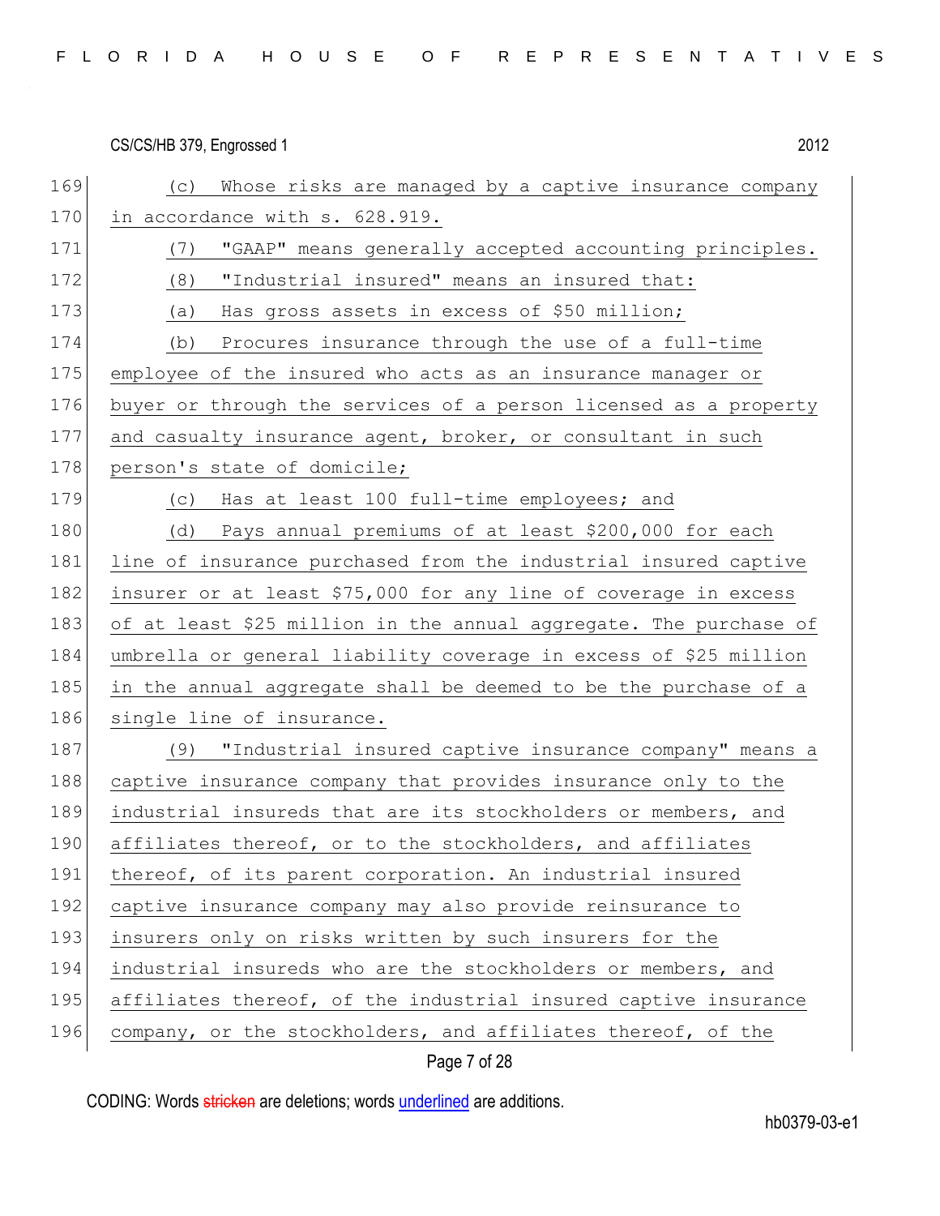(c) Whose risks are managed by a captive insurance company in accordance with s. 628.919.

(7) "GAAP" means generally accepted accounting principles.

(8) "Industrial insured" means an insured that:

(a) Has gross assets in excess of $50 million;

(b) Procures insurance through the use of a full-time employee of the insured who acts as an insurance manager or buyer or through the services of a person licensed as a property and casualty insurance agent, broker, or consultant in such person's state of domicile;

(c) Has at least 100 full-time employees; and

(d) Pays annual premiums of at least $200,000 for each line of insurance purchased from the industrial insured captive insurer or at least $75,000 for any line of coverage in excess of at least $25 million in the annual aggregate. The purchase of umbrella or general liability coverage in excess of $25 million in the annual aggregate shall be deemed to be the purchase of a single line of insurance.

(9) "Industrial insured captive insurance company" means a captive insurance company that provides insurance only to the industrial insureds that are its stockholders or members, and affiliates thereof, or to the stockholders, and affiliates thereof, of its parent corporation. An industrial insured captive insurance company may also provide reinsurance to insurers only on risks written by such insurers for the industrial insureds who are the stockholders or members, and affiliates thereof, of the industrial insured captive insurance company, or the stockholders, and affiliates thereof, of the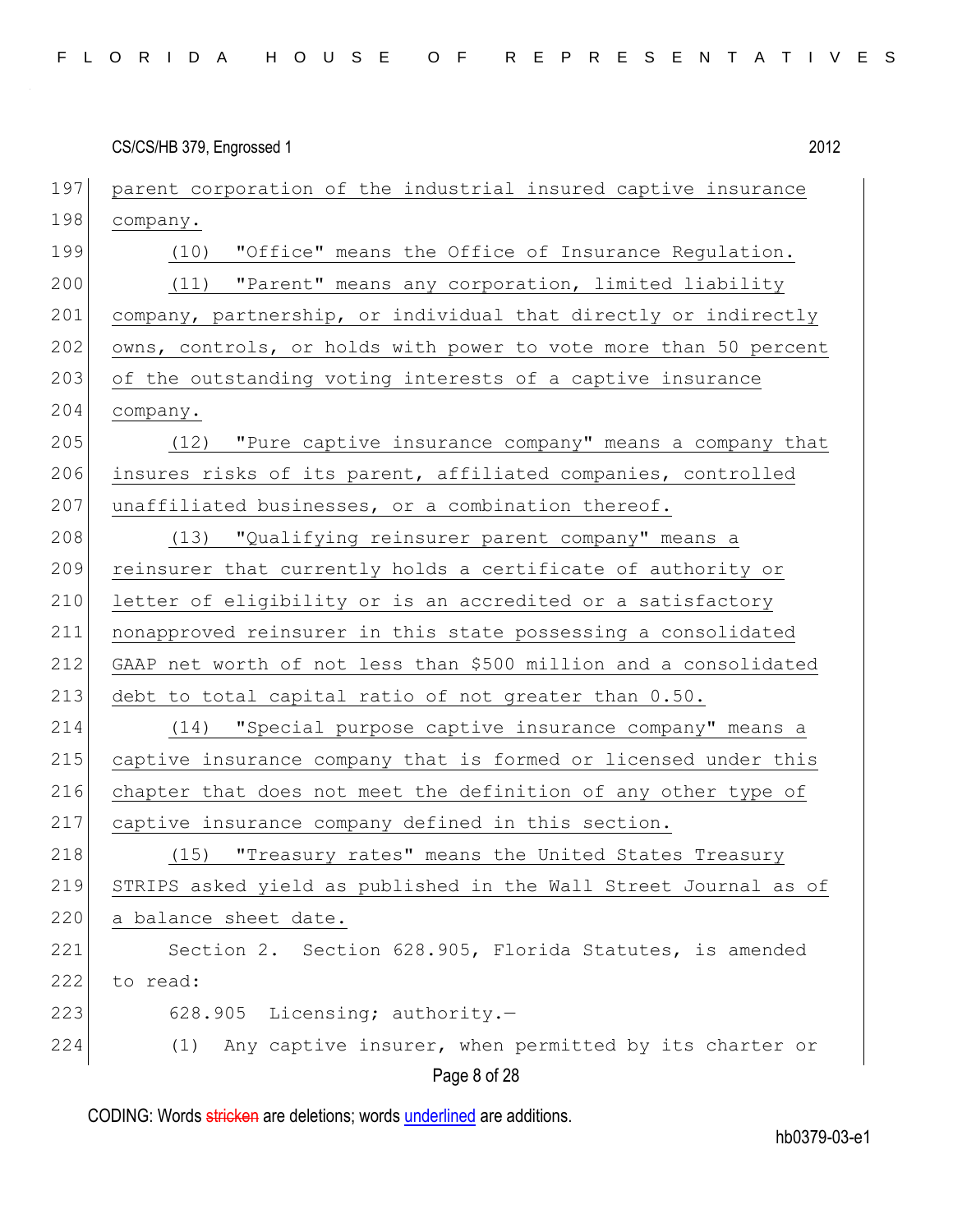parent corporation of the industrial insured captive insurance company.

(10) "Office" means the Office of Insurance Regulation.

(11) "Parent" means any corporation, limited liability company, partnership, or individual that directly or indirectly owns, controls, or holds with power to vote more than 50 percent of the outstanding voting interests of a captive insurance company.

(12) "Pure captive insurance company" means a company that insures risks of its parent, affiliated companies, controlled unaffiliated businesses, or a combination thereof.

(13) "Qualifying reinsurer parent company" means a reinsurer that currently holds a certificate of authority or letter of eligibility or is an accredited or a satisfactory nonapproved reinsurer in this state possessing a consolidated GAAP net worth of not less than $500 million and a consolidated debt to total capital ratio of not greater than 0.50.

(14) "Special purpose captive insurance company" means a captive insurance company that is formed or licensed under this chapter that does not meet the definition of any other type of captive insurance company defined in this section.

(15) "Treasury rates" means the United States Treasury STRIPS asked yield as published in the Wall Street Journal as of a balance sheet date.

Section 2. Section 628.905, Florida Statutes, is amended to read:

628.905 Licensing; authority.—

(1) Any captive insurer, when permitted by its charter or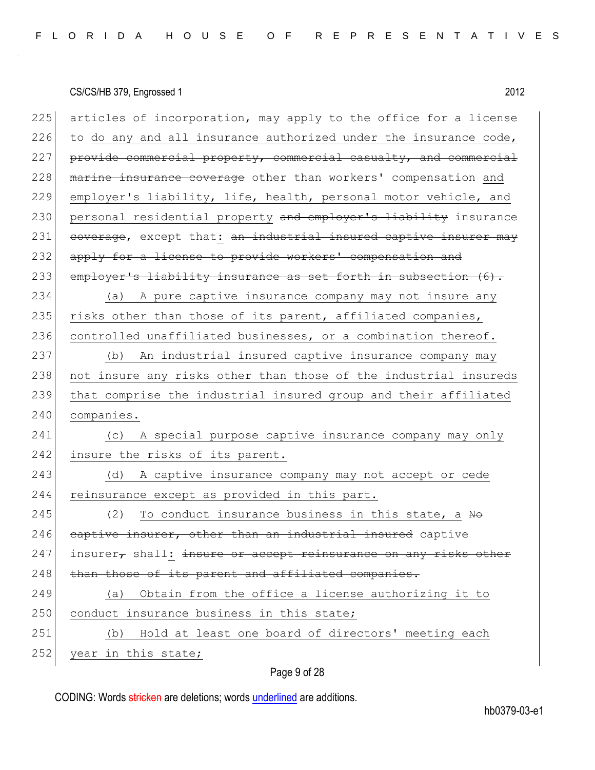225 articles of incorporation, may apply to the office for a license
226 to do any and all insurance authorized under the insurance code,
227 ~~provide commercial property, commercial casualty, and commercial~~
228 ~~marine insurance coverage~~ other than workers' compensation and
229 employer's liability, life, health, personal motor vehicle, and
230 personal residential property ~~and employer's liability~~ insurance
231 ~~coverage~~, except that: ~~an industrial insured captive insurer may~~
232 ~~apply for a license to provide workers' compensation and~~
233 ~~employer's liability insurance as set forth in subsection (6).~~
234 (a) A pure captive insurance company may not insure any
235 risks other than those of its parent, affiliated companies,
236 controlled unaffiliated businesses, or a combination thereof.
237 (b) An industrial insured captive insurance company may
238 not insure any risks other than those of the industrial insureds
239 that comprise the industrial insured group and their affiliated
240 companies.
241 (c) A special purpose captive insurance company may only
242 insure the risks of its parent.
243 (d) A captive insurance company may not accept or cede
244 reinsurance except as provided in this part.
245 (2) To conduct insurance business in this state, a ~~No~~
246 ~~captive insurer, other than an industrial insured~~ captive
247 insurer~~,~~ shall: ~~insure or accept reinsurance on any risks other~~
248 ~~than those of its parent and affiliated companies.~~
249 (a) Obtain from the office a license authorizing it to
250 conduct insurance business in this state;
251 (b) Hold at least one board of directors' meeting each
252 year in this state;

CODING: Words ~~stricken~~ are deletions; words underlined are additions.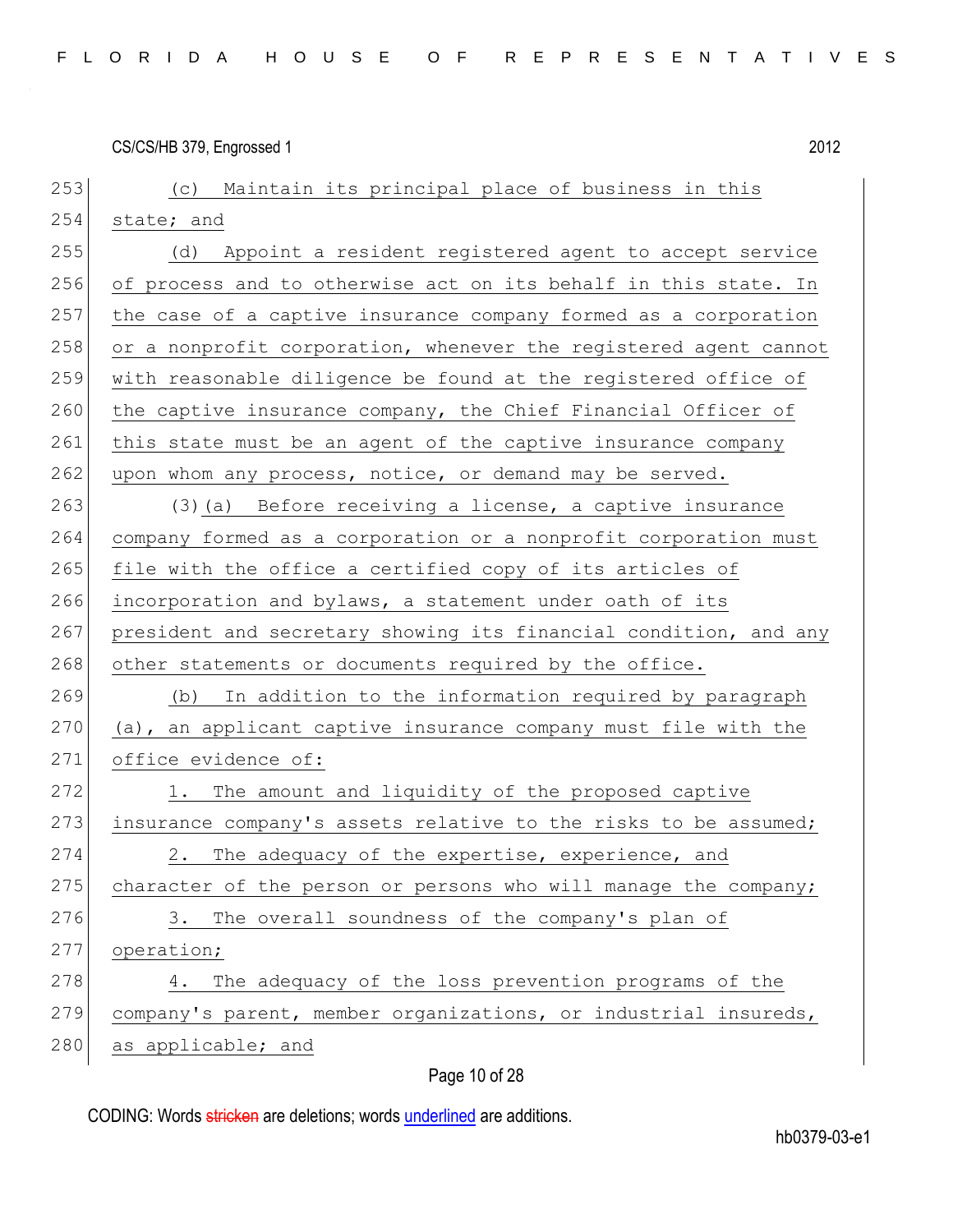(c) Maintain its principal place of business in this state; and

(d) Appoint a resident registered agent to accept service of process and to otherwise act on its behalf in this state. In the case of a captive insurance company formed as a corporation or a nonprofit corporation, whenever the registered agent cannot with reasonable diligence be found at the registered office of the captive insurance company, the Chief Financial Officer of this state must be an agent of the captive insurance company upon whom any process, notice, or demand may be served.

(3)(a) Before receiving a license, a captive insurance company formed as a corporation or a nonprofit corporation must file with the office a certified copy of its articles of incorporation and bylaws, a statement under oath of its president and secretary showing its financial condition, and any other statements or documents required by the office.

(b) In addition to the information required by paragraph (a), an applicant captive insurance company must file with the office evidence of:

1. The amount and liquidity of the proposed captive insurance company's assets relative to the risks to be assumed;

2. The adequacy of the expertise, experience, and character of the person or persons who will manage the company;

3. The overall soundness of the company's plan of operation;

4. The adequacy of the loss prevention programs of the company's parent, member organizations, or industrial insureds, as applicable; and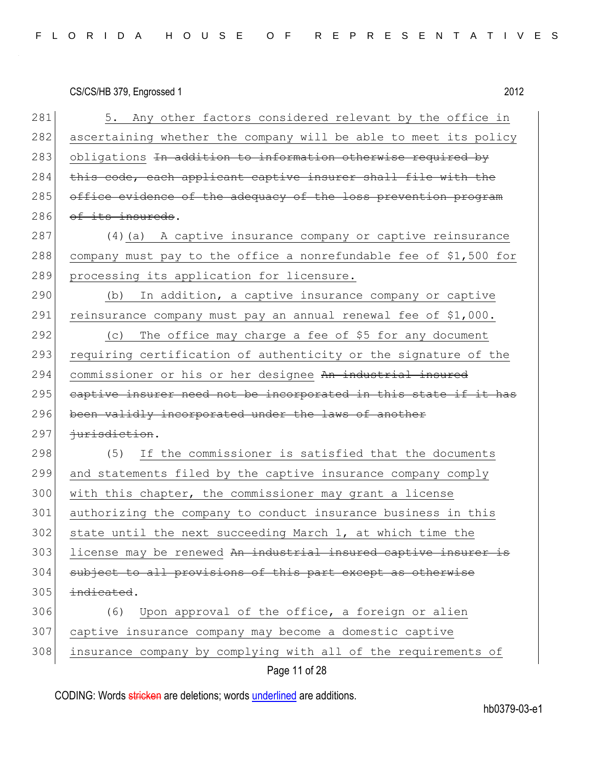5. Any other factors considered relevant by the office in ascertaining whether the company will be able to meet its policy obligations ~~In addition to information otherwise required by this code, each applicant captive insurer shall file with the office evidence of the adequacy of the loss prevention program of its insureds~~.

(4)(a) A captive insurance company or captive reinsurance company must pay to the office a nonrefundable fee of $1,500 for processing its application for licensure.

(b) In addition, a captive insurance company or captive reinsurance company must pay an annual renewal fee of $1,000.

(c) The office may charge a fee of $5 for any document requiring certification of authenticity or the signature of the commissioner or his or her designee ~~An industrial insured captive insurer need not be incorporated in this state if it has been validly incorporated under the laws of another jurisdiction~~.

(5) If the commissioner is satisfied that the documents and statements filed by the captive insurance company comply with this chapter, the commissioner may grant a license authorizing the company to conduct insurance business in this state until the next succeeding March 1, at which time the license may be renewed ~~An industrial insured captive insurer is subject to all provisions of this part except as otherwise indicated~~.

(6) Upon approval of the office, a foreign or alien captive insurance company may become a domestic captive insurance company by complying with all of the requirements of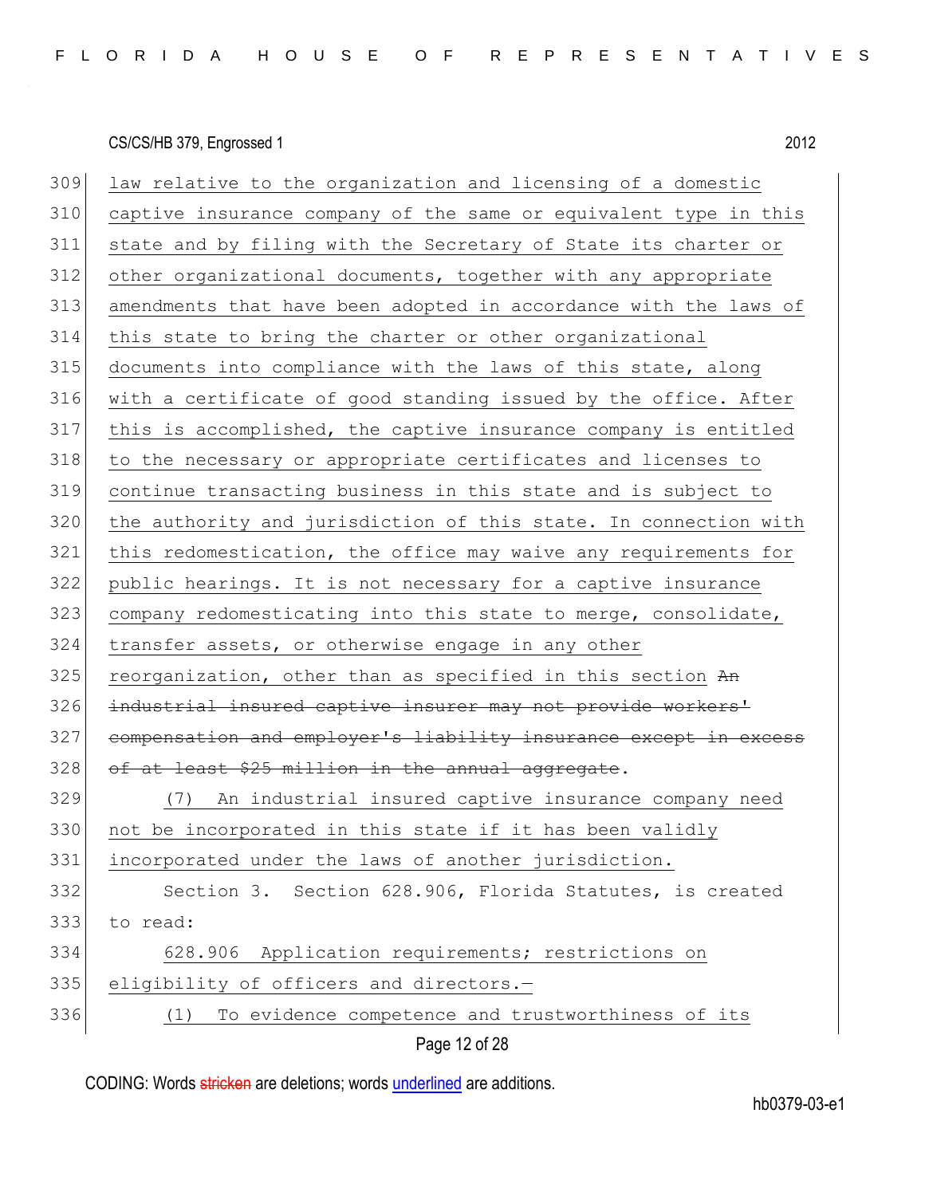309 law relative to the organization and licensing of a domestic
310 captive insurance company of the same or equivalent type in this
311 state and by filing with the Secretary of State its charter or
312 other organizational documents, together with any appropriate
313 amendments that have been adopted in accordance with the laws of
314 this state to bring the charter or other organizational
315 documents into compliance with the laws of this state, along
316 with a certificate of good standing issued by the office. After
317 this is accomplished, the captive insurance company is entitled
318 to the necessary or appropriate certificates and licenses to
319 continue transacting business in this state and is subject to
320 the authority and jurisdiction of this state. In connection with
321 this redomestication, the office may waive any requirements for
322 public hearings. It is not necessary for a captive insurance
323 company redomesticating into this state to merge, consolidate,
324 transfer assets, or otherwise engage in any other
325 reorganization, other than as specified in this section ~~An~~
326 ~~industrial insured captive insurer may not provide workers'~~
327 ~~compensation and employer's liability insurance except in excess~~
328 ~~of at least $25 million in the annual aggregate~~.

329 (7) An industrial insured captive insurance company need
330 not be incorporated in this state if it has been validly
331 incorporated under the laws of another jurisdiction.

332 Section 3. Section 628.906, Florida Statutes, is created
333 to read:

334 628.906 Application requirements; restrictions on
335 eligibility of officers and directors.—

336 (1) To evidence competence and trustworthiness of its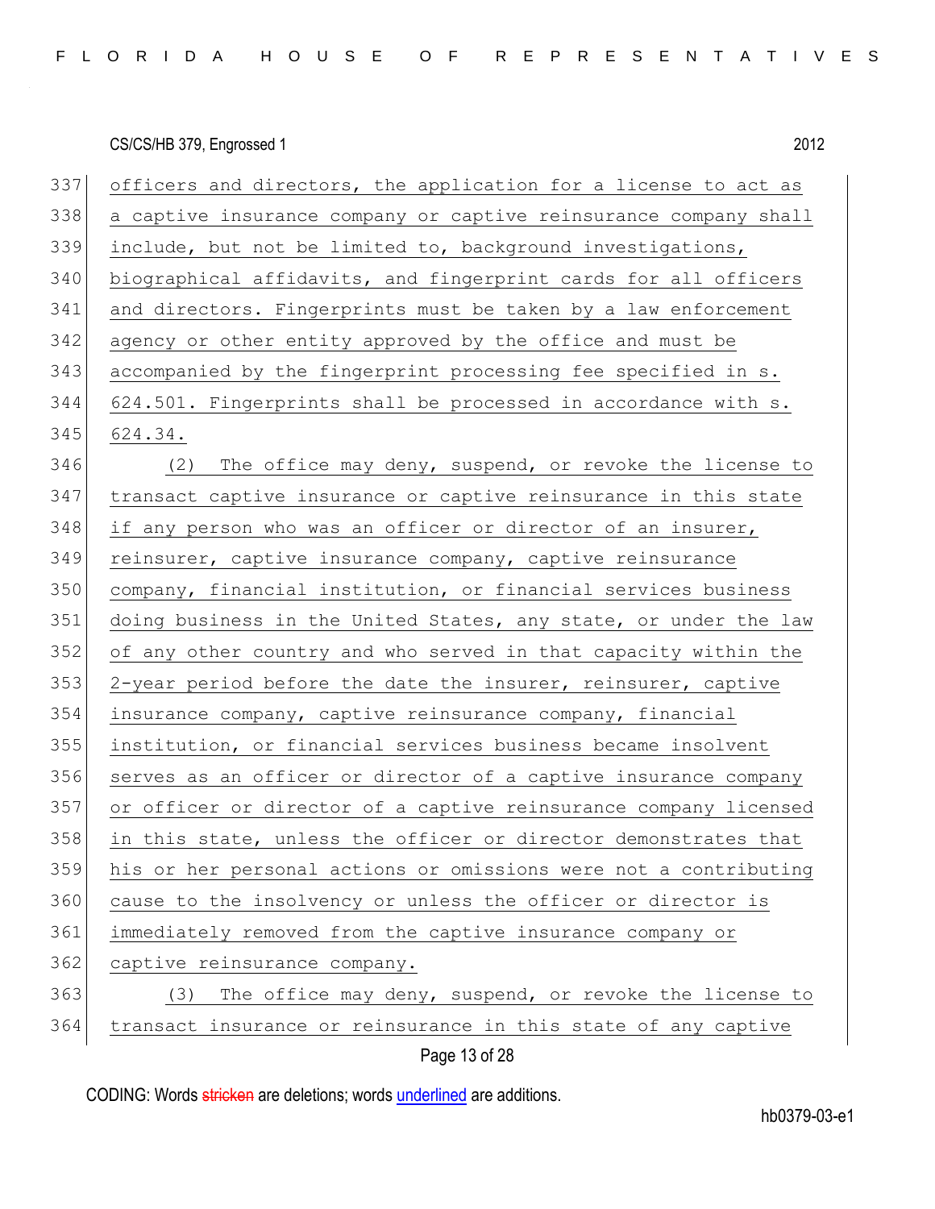officers and directors, the application for a license to act as a captive insurance company or captive reinsurance company shall include, but not be limited to, background investigations, biographical affidavits, and fingerprint cards for all officers and directors. Fingerprints must be taken by a law enforcement agency or other entity approved by the office and must be accompanied by the fingerprint processing fee specified in s. 624.501. Fingerprints shall be processed in accordance with s. 624.34.

(2) The office may deny, suspend, or revoke the license to transact captive insurance or captive reinsurance in this state if any person who was an officer or director of an insurer, reinsurer, captive insurance company, captive reinsurance company, financial institution, or financial services business doing business in the United States, any state, or under the law of any other country and who served in that capacity within the 2-year period before the date the insurer, reinsurer, captive insurance company, captive reinsurance company, financial institution, or financial services business became insolvent serves as an officer or director of a captive insurance company or officer or director of a captive reinsurance company licensed in this state, unless the officer or director demonstrates that his or her personal actions or omissions were not a contributing cause to the insolvency or unless the officer or director is immediately removed from the captive insurance company or captive reinsurance company.

(3) The office may deny, suspend, or revoke the license to transact insurance or reinsurance in this state of any captive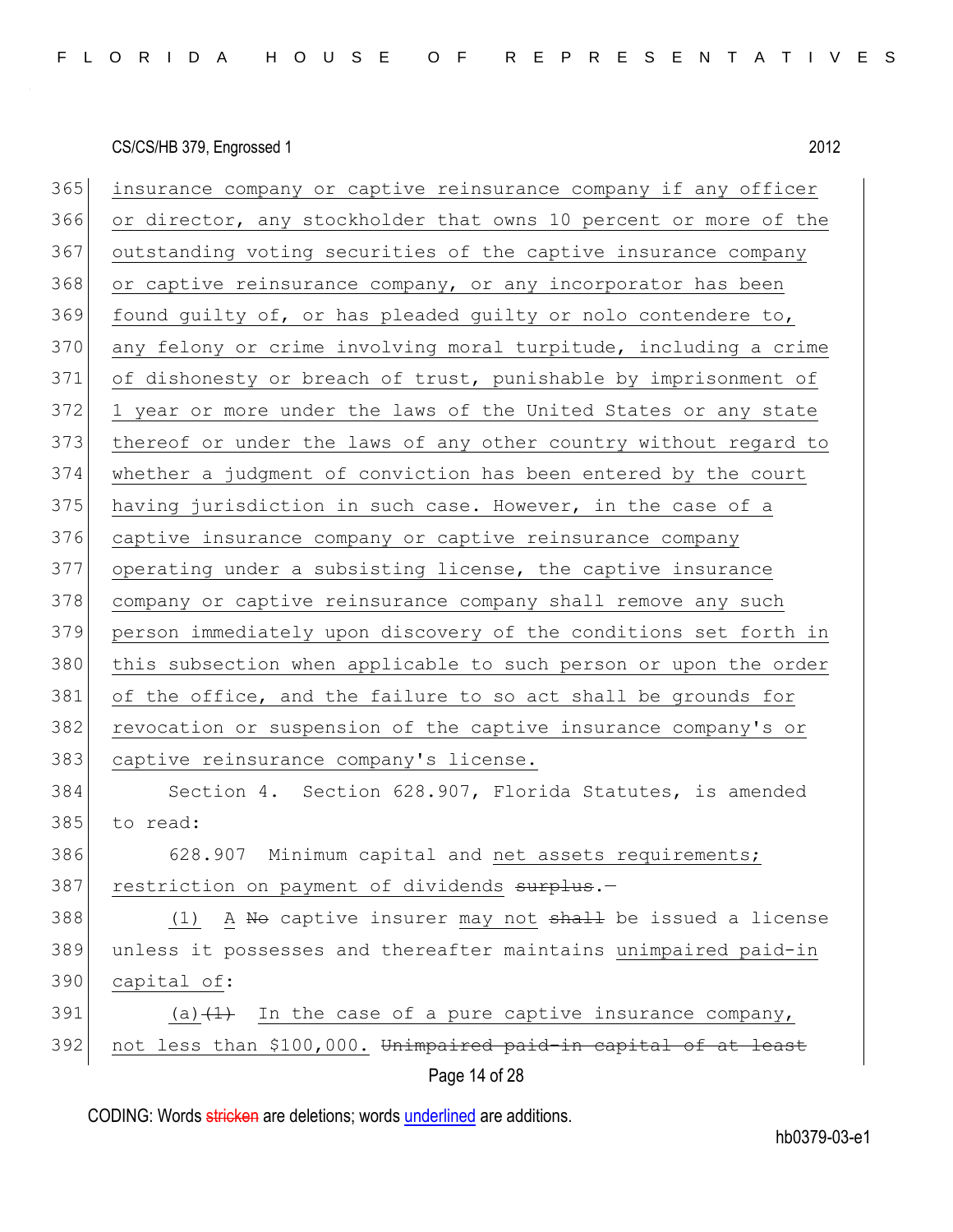insurance company or captive reinsurance company if any officer or director, any stockholder that owns 10 percent or more of the outstanding voting securities of the captive insurance company or captive reinsurance company, or any incorporator has been found guilty of, or has pleaded guilty or nolo contendere to, any felony or crime involving moral turpitude, including a crime of dishonesty or breach of trust, punishable by imprisonment of 1 year or more under the laws of the United States or any state thereof or under the laws of any other country without regard to whether a judgment of conviction has been entered by the court having jurisdiction in such case. However, in the case of a captive insurance company or captive reinsurance company operating under a subsisting license, the captive insurance company or captive reinsurance company shall remove any such person immediately upon discovery of the conditions set forth in this subsection when applicable to such person or upon the order of the office, and the failure to so act shall be grounds for revocation or suspension of the captive insurance company's or captive reinsurance company's license.

Section 4. Section 628.907, Florida Statutes, is amended to read:

628.907 Minimum capital and net assets requirements; restriction on payment of dividends ~~surplus~~.—

(1) A ~~No~~ captive insurer may not ~~shall~~ be issued a license unless it possesses and thereafter maintains unimpaired paid-in capital of:

(a) ~~(1)~~ In the case of a pure captive insurance company, not less than $100,000. ~~Unimpaired paid-in capital of at least~~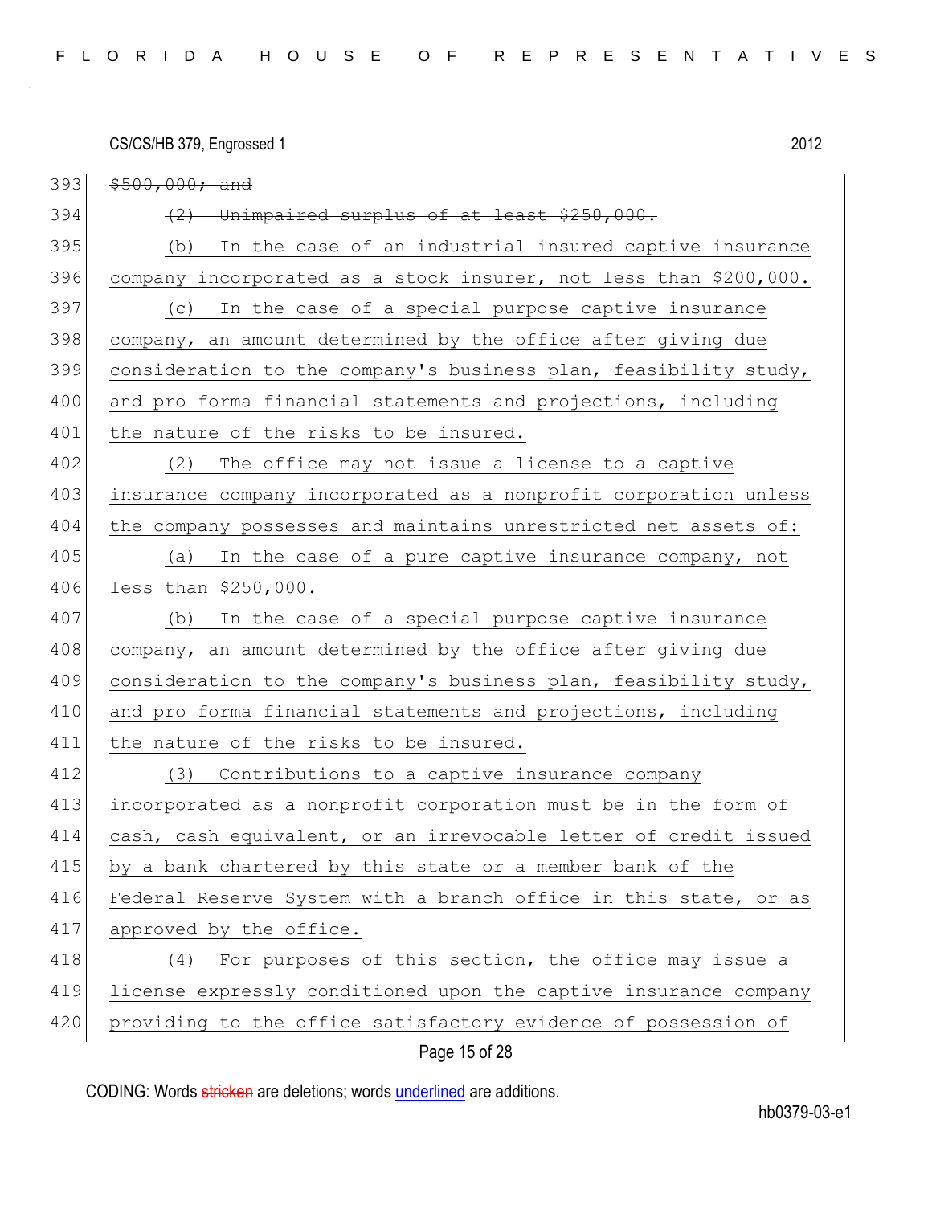393 ~~$500,000; and~~

394 ~~(2) Unimpaired surplus of at least $250,000.~~

395 (b) In the case of an industrial insured captive insurance
396 company incorporated as a stock insurer, not less than $200,000.

397 (c) In the case of a special purpose captive insurance
398 company, an amount determined by the office after giving due
399 consideration to the company's business plan, feasibility study,
400 and pro forma financial statements and projections, including
401 the nature of the risks to be insured.

402 (2) The office may not issue a license to a captive
403 insurance company incorporated as a nonprofit corporation unless
404 the company possesses and maintains unrestricted net assets of:

405 (a) In the case of a pure captive insurance company, not
406 less than $250,000.

407 (b) In the case of a special purpose captive insurance
408 company, an amount determined by the office after giving due
409 consideration to the company's business plan, feasibility study,
410 and pro forma financial statements and projections, including
411 the nature of the risks to be insured.

412 (3) Contributions to a captive insurance company
413 incorporated as a nonprofit corporation must be in the form of
414 cash, cash equivalent, or an irrevocable letter of credit issued
415 by a bank chartered by this state or a member bank of the
416 Federal Reserve System with a branch office in this state, or as
417 approved by the office.

418 (4) For purposes of this section, the office may issue a
419 license expressly conditioned upon the captive insurance company
420 providing to the office satisfactory evidence of possession of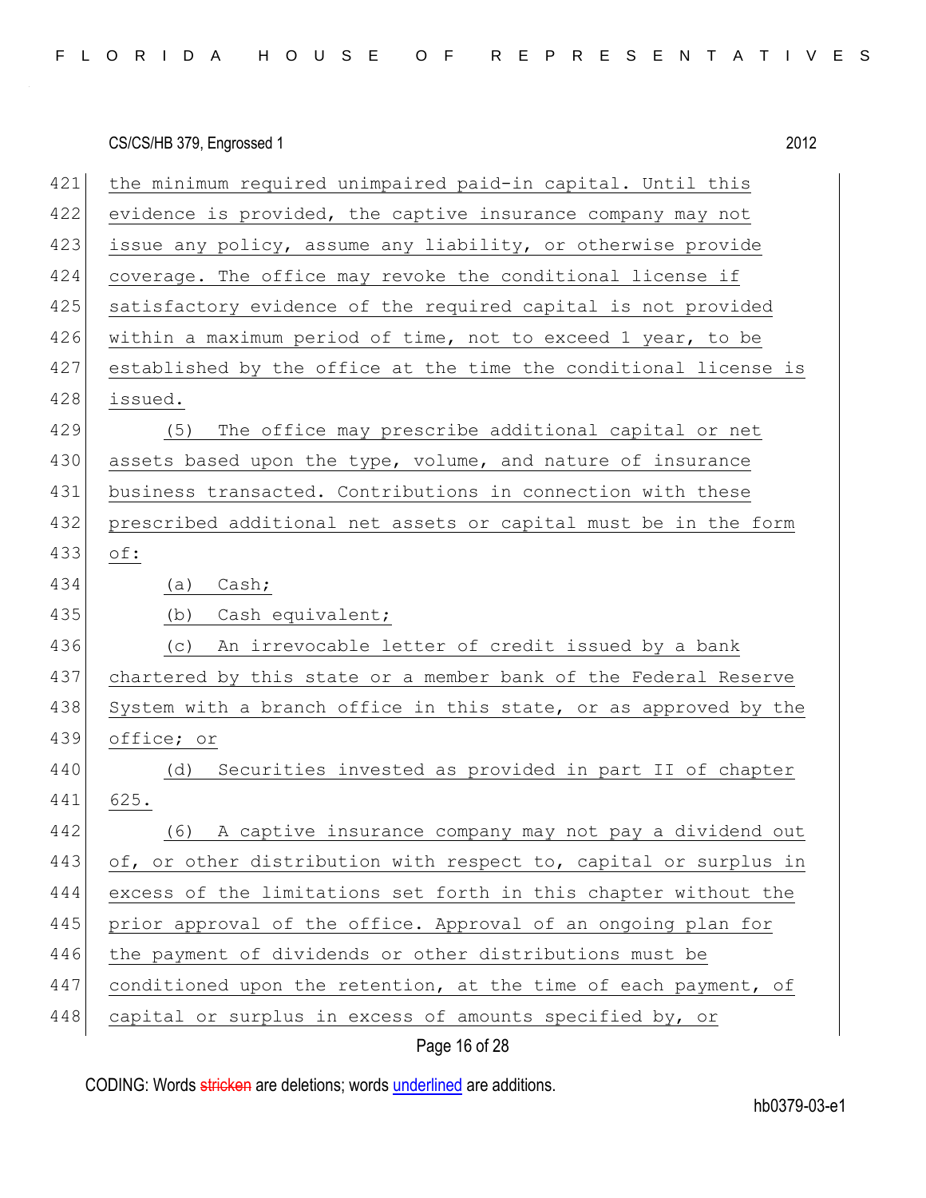the minimum required unimpaired paid-in capital. Until this evidence is provided, the captive insurance company may not issue any policy, assume any liability, or otherwise provide coverage. The office may revoke the conditional license if satisfactory evidence of the required capital is not provided within a maximum period of time, not to exceed 1 year, to be established by the office at the time the conditional license is issued.

(5) The office may prescribe additional capital or net assets based upon the type, volume, and nature of insurance business transacted. Contributions in connection with these prescribed additional net assets or capital must be in the form of:

(a) Cash;

(b) Cash equivalent;

(c) An irrevocable letter of credit issued by a bank chartered by this state or a member bank of the Federal Reserve System with a branch office in this state, or as approved by the office; or

(d) Securities invested as provided in part II of chapter 625.

(6) A captive insurance company may not pay a dividend out of, or other distribution with respect to, capital or surplus in excess of the limitations set forth in this chapter without the prior approval of the office. Approval of an ongoing plan for the payment of dividends or other distributions must be conditioned upon the retention, at the time of each payment, of capital or surplus in excess of amounts specified by, or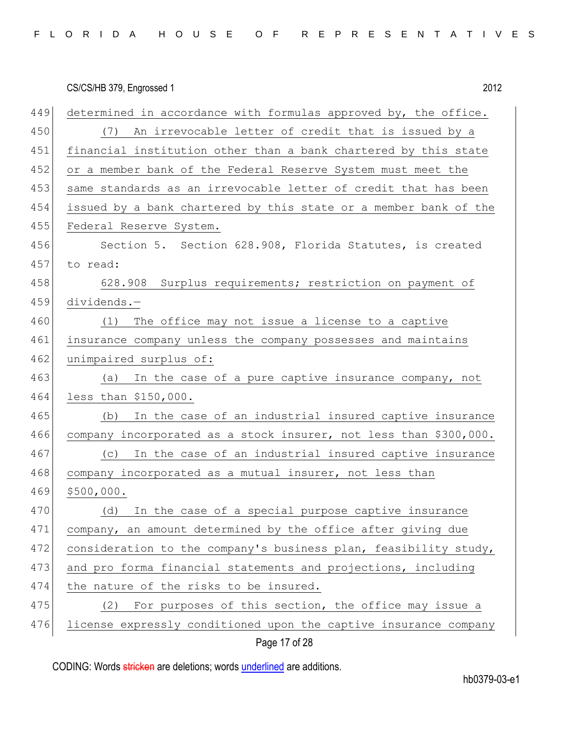determined in accordance with formulas approved by, the office.

(7) An irrevocable letter of credit that is issued by a financial institution other than a bank chartered by this state or a member bank of the Federal Reserve System must meet the same standards as an irrevocable letter of credit that has been issued by a bank chartered by this state or a member bank of the Federal Reserve System.

Section 5. Section 628.908, Florida Statutes, is created to read:

628.908 Surplus requirements; restriction on payment of dividends.—

(1) The office may not issue a license to a captive insurance company unless the company possesses and maintains unimpaired surplus of:

(a) In the case of a pure captive insurance company, not less than $150,000.

(b) In the case of an industrial insured captive insurance company incorporated as a stock insurer, not less than $300,000.

(c) In the case of an industrial insured captive insurance company incorporated as a mutual insurer, not less than $500,000.

(d) In the case of a special purpose captive insurance company, an amount determined by the office after giving due consideration to the company's business plan, feasibility study, and pro forma financial statements and projections, including the nature of the risks to be insured.

(2) For purposes of this section, the office may issue a license expressly conditioned upon the captive insurance company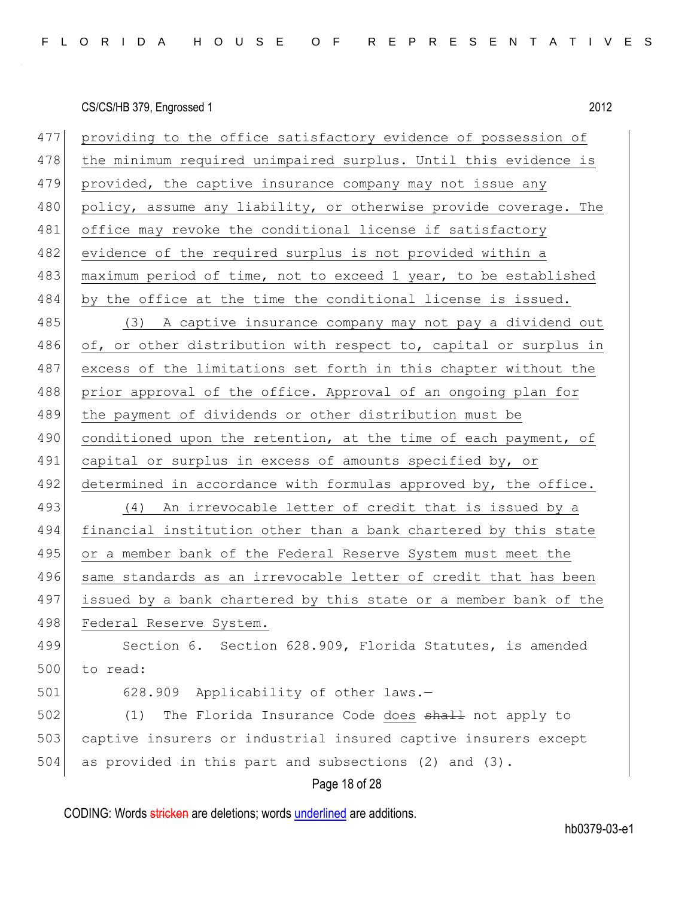providing to the office satisfactory evidence of possession of the minimum required unimpaired surplus. Until this evidence is provided, the captive insurance company may not issue any policy, assume any liability, or otherwise provide coverage. The office may revoke the conditional license if satisfactory evidence of the required surplus is not provided within a maximum period of time, not to exceed 1 year, to be established by the office at the time the conditional license is issued.

(3) A captive insurance company may not pay a dividend out of, or other distribution with respect to, capital or surplus in excess of the limitations set forth in this chapter without the prior approval of the office. Approval of an ongoing plan for the payment of dividends or other distribution must be conditioned upon the retention, at the time of each payment, of capital or surplus in excess of amounts specified by, or determined in accordance with formulas approved by, the office.

(4) An irrevocable letter of credit that is issued by a financial institution other than a bank chartered by this state or a member bank of the Federal Reserve System must meet the same standards as an irrevocable letter of credit that has been issued by a bank chartered by this state or a member bank of the Federal Reserve System.

Section 6. Section 628.909, Florida Statutes, is amended to read:

628.909 Applicability of other laws.—

(1) The Florida Insurance Code does ~~shall~~ not apply to captive insurers or industrial insured captive insurers except as provided in this part and subsections (2) and (3).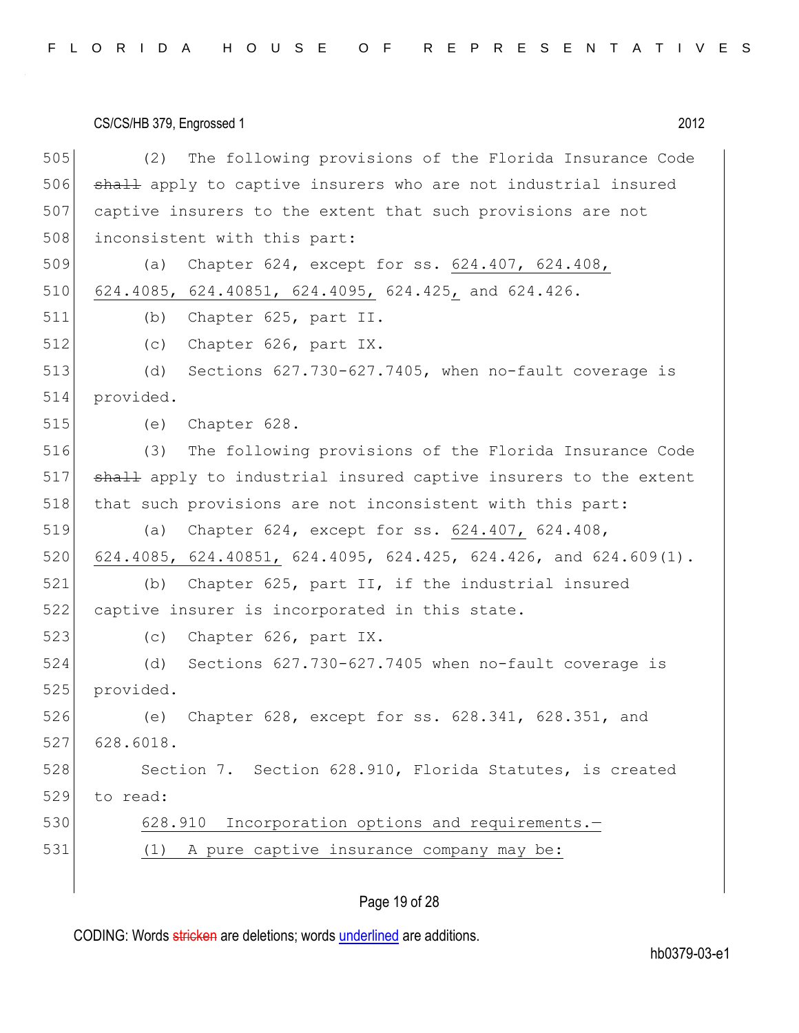(2) The following provisions of the Florida Insurance Code ~~shall~~ apply to captive insurers who are not industrial insured captive insurers to the extent that such provisions are not inconsistent with this part:

(a) Chapter 624, except for ss. <u>624.407, 624.408, 624.4085, 624.40851, 624.4095,</u> 624.425<u>,</u> and 624.426.

(b) Chapter 625, part II.

(c) Chapter 626, part IX.

(d) Sections 627.730-627.7405, when no-fault coverage is provided.

(e) Chapter 628.

(3) The following provisions of the Florida Insurance Code ~~shall~~ apply to industrial insured captive insurers to the extent that such provisions are not inconsistent with this part:

(a) Chapter 624, except for ss. <u>624.407,</u> 624.408, <u>624.4085, 624.40851,</u> 624.4095, 624.425, 624.426, and 624.609(1).

(b) Chapter 625, part II, if the industrial insured captive insurer is incorporated in this state.

(c) Chapter 626, part IX.

(d) Sections 627.730-627.7405 when no-fault coverage is provided.

(e) Chapter 628, except for ss. 628.341, 628.351, and 628.6018.

Section 7. Section 628.910, Florida Statutes, is created to read:

<u>628.910 Incorporation options and requirements.—</u>

<u>(1) A pure captive insurance company may be:</u>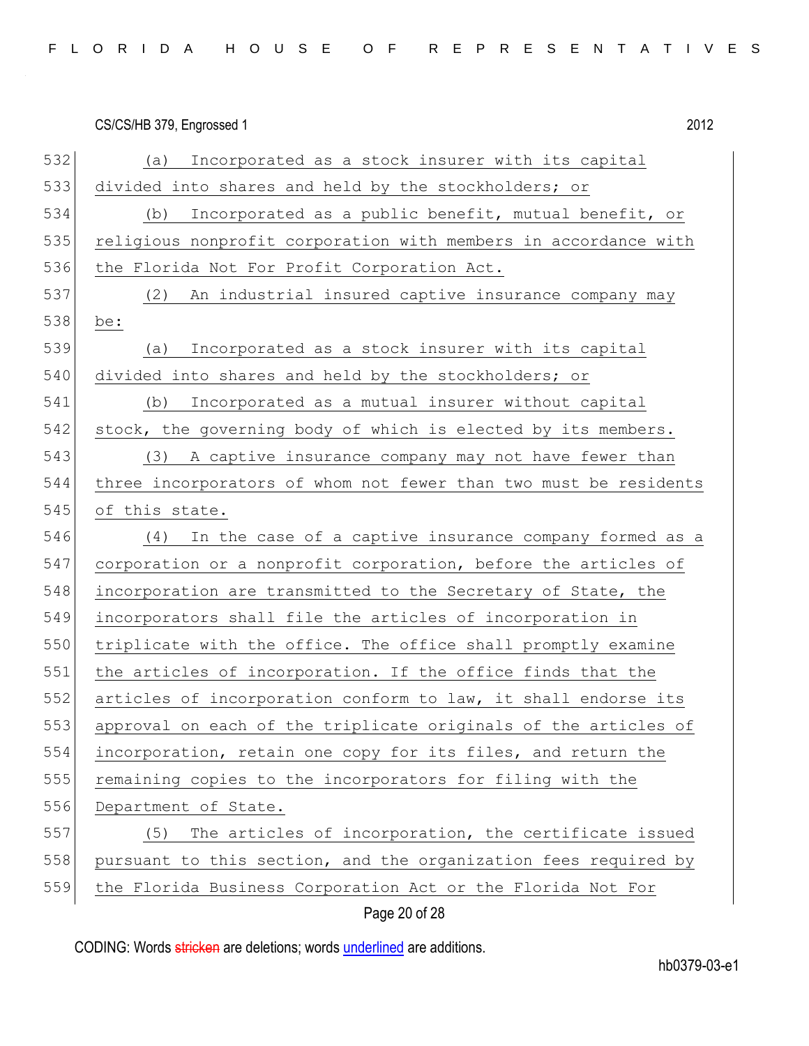(a) Incorporated as a stock insurer with its capital divided into shares and held by the stockholders; or

(b) Incorporated as a public benefit, mutual benefit, or religious nonprofit corporation with members in accordance with the Florida Not For Profit Corporation Act.

(2) An industrial insured captive insurance company may be:

(a) Incorporated as a stock insurer with its capital divided into shares and held by the stockholders; or

(b) Incorporated as a mutual insurer without capital stock, the governing body of which is elected by its members.

(3) A captive insurance company may not have fewer than three incorporators of whom not fewer than two must be residents of this state.

(4) In the case of a captive insurance company formed as a corporation or a nonprofit corporation, before the articles of incorporation are transmitted to the Secretary of State, the incorporators shall file the articles of incorporation in triplicate with the office. The office shall promptly examine the articles of incorporation. If the office finds that the articles of incorporation conform to law, it shall endorse its approval on each of the triplicate originals of the articles of incorporation, retain one copy for its files, and return the remaining copies to the incorporators for filing with the Department of State.

(5) The articles of incorporation, the certificate issued pursuant to this section, and the organization fees required by the Florida Business Corporation Act or the Florida Not For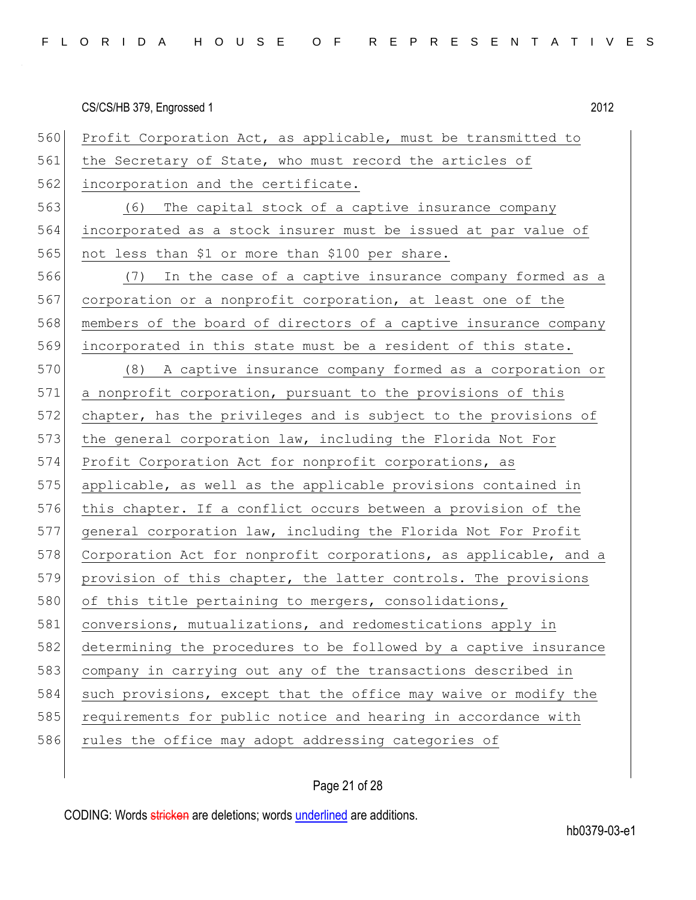Profit Corporation Act, as applicable, must be transmitted to the Secretary of State, who must record the articles of incorporation and the certificate.

(6) The capital stock of a captive insurance company incorporated as a stock insurer must be issued at par value of not less than $1 or more than $100 per share.

(7) In the case of a captive insurance company formed as a corporation or a nonprofit corporation, at least one of the members of the board of directors of a captive insurance company incorporated in this state must be a resident of this state.

(8) A captive insurance company formed as a corporation or a nonprofit corporation, pursuant to the provisions of this chapter, has the privileges and is subject to the provisions of the general corporation law, including the Florida Not For Profit Corporation Act for nonprofit corporations, as applicable, as well as the applicable provisions contained in this chapter. If a conflict occurs between a provision of the general corporation law, including the Florida Not For Profit Corporation Act for nonprofit corporations, as applicable, and a provision of this chapter, the latter controls. The provisions of this title pertaining to mergers, consolidations, conversions, mutualizations, and redomestications apply in determining the procedures to be followed by a captive insurance company in carrying out any of the transactions described in such provisions, except that the office may waive or modify the requirements for public notice and hearing in accordance with rules the office may adopt addressing categories of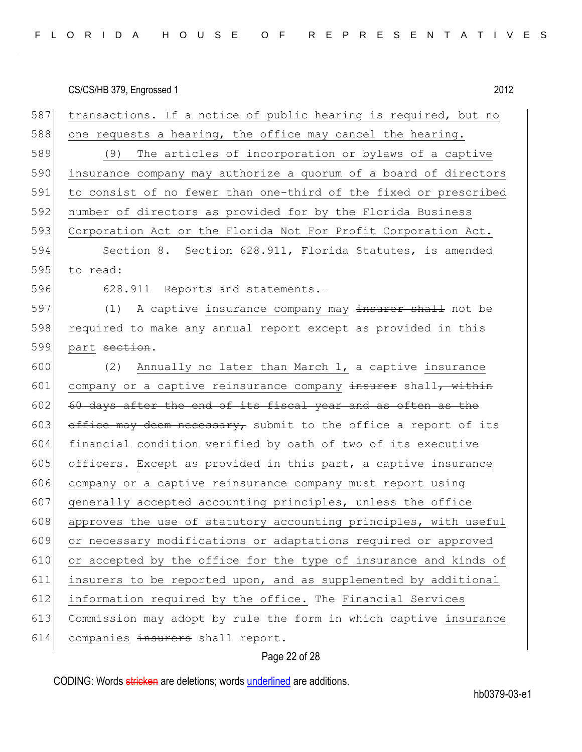587 transactions. If a notice of public hearing is required, but no
588 one requests a hearing, the office may cancel the hearing.

589 (9) The articles of incorporation or bylaws of a captive
590 insurance company may authorize a quorum of a board of directors
591 to consist of no fewer than one-third of the fixed or prescribed
592 number of directors as provided for by the Florida Business
593 Corporation Act or the Florida Not For Profit Corporation Act.

594 Section 8. Section 628.911, Florida Statutes, is amended
595 to read:

596 628.911 Reports and statements.—

597 (1) A captive insurance company may ~~insurer shall~~ not be
598 required to make any annual report except as provided in this
599 part ~~section~~.

600 (2) Annually no later than March 1, a captive insurance
601 company or a captive reinsurance company ~~insurer~~ shall~~, within~~
602 ~~60 days after the end of its fiscal year and as often as the~~
603 ~~office may deem necessary,~~ submit to the office a report of its
604 financial condition verified by oath of two of its executive
605 officers. Except as provided in this part, a captive insurance
606 company or a captive reinsurance company must report using
607 generally accepted accounting principles, unless the office
608 approves the use of statutory accounting principles, with useful
609 or necessary modifications or adaptations required or approved
610 or accepted by the office for the type of insurance and kinds of
611 insurers to be reported upon, and as supplemented by additional
612 information required by the office. The Financial Services
613 Commission may adopt by rule the form in which captive insurance
614 companies ~~insurers~~ shall report.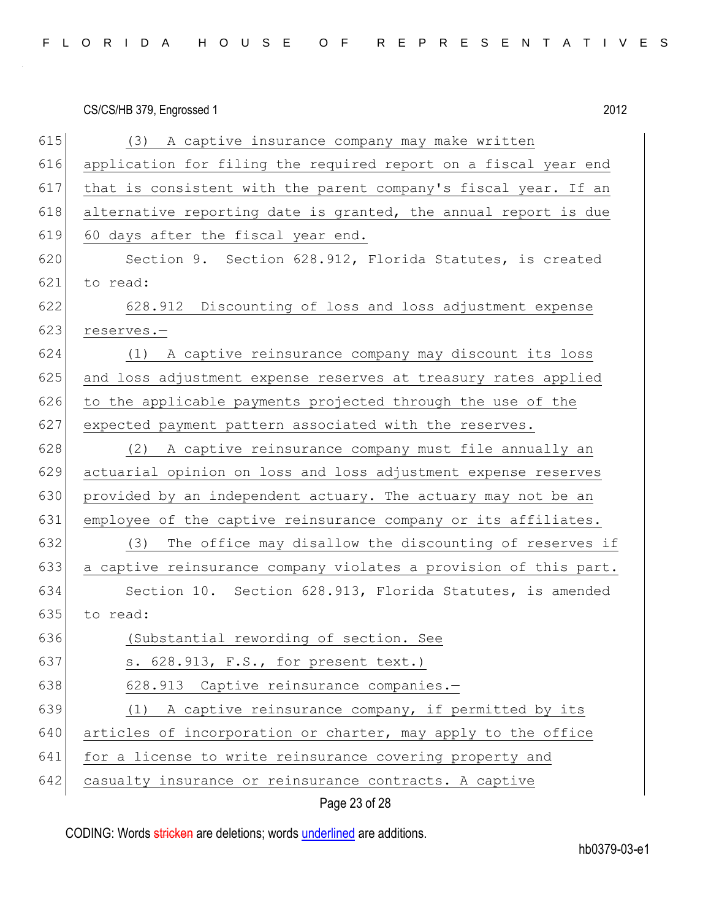(3) A captive insurance company may make written application for filing the required report on a fiscal year end that is consistent with the parent company's fiscal year. If an alternative reporting date is granted, the annual report is due 60 days after the fiscal year end.

Section 9. Section 628.912, Florida Statutes, is created to read:

628.912 Discounting of loss and loss adjustment expense reserves.—

(1) A captive reinsurance company may discount its loss and loss adjustment expense reserves at treasury rates applied to the applicable payments projected through the use of the expected payment pattern associated with the reserves.

(2) A captive reinsurance company must file annually an actuarial opinion on loss and loss adjustment expense reserves provided by an independent actuary. The actuary may not be an employee of the captive reinsurance company or its affiliates.

(3) The office may disallow the discounting of reserves if a captive reinsurance company violates a provision of this part.

Section 10. Section 628.913, Florida Statutes, is amended to read:

(Substantial rewording of section. See s. 628.913, F.S., for present text.)

628.913 Captive reinsurance companies.—

(1) A captive reinsurance company, if permitted by its articles of incorporation or charter, may apply to the office for a license to write reinsurance covering property and casualty insurance or reinsurance contracts. A captive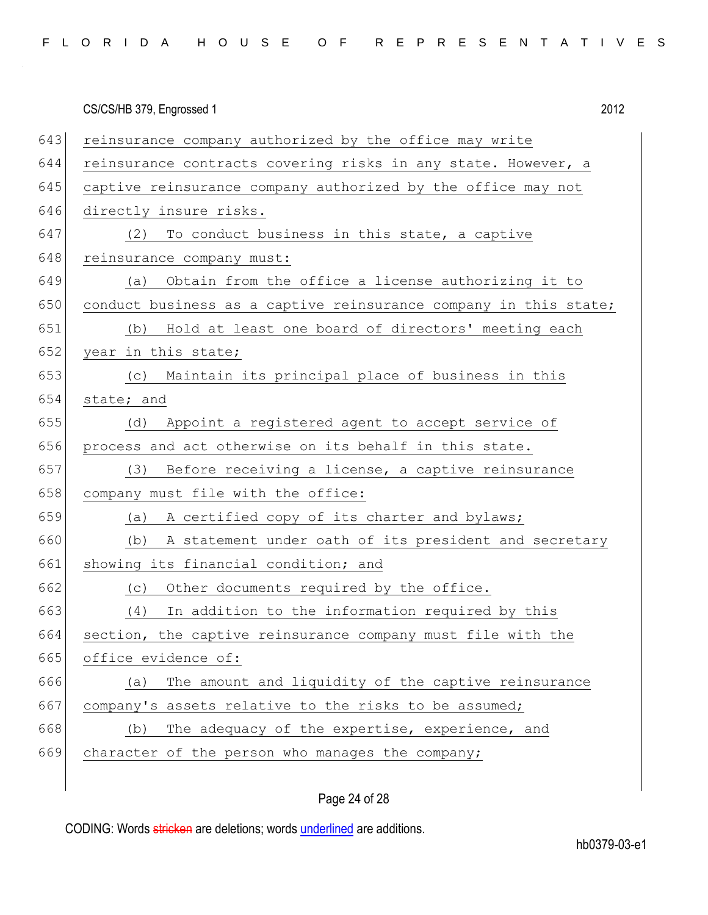reinsurance company authorized by the office may write reinsurance contracts covering risks in any state. However, a captive reinsurance company authorized by the office may not directly insure risks.

(2) To conduct business in this state, a captive reinsurance company must:

(a) Obtain from the office a license authorizing it to conduct business as a captive reinsurance company in this state;

(b) Hold at least one board of directors' meeting each year in this state;

(c) Maintain its principal place of business in this state; and

(d) Appoint a registered agent to accept service of process and act otherwise on its behalf in this state.

(3) Before receiving a license, a captive reinsurance company must file with the office:

(a) A certified copy of its charter and bylaws;

(b) A statement under oath of its president and secretary showing its financial condition; and

(c) Other documents required by the office.

(4) In addition to the information required by this section, the captive reinsurance company must file with the office evidence of:

(a) The amount and liquidity of the captive reinsurance company's assets relative to the risks to be assumed;

(b) The adequacy of the expertise, experience, and character of the person who manages the company;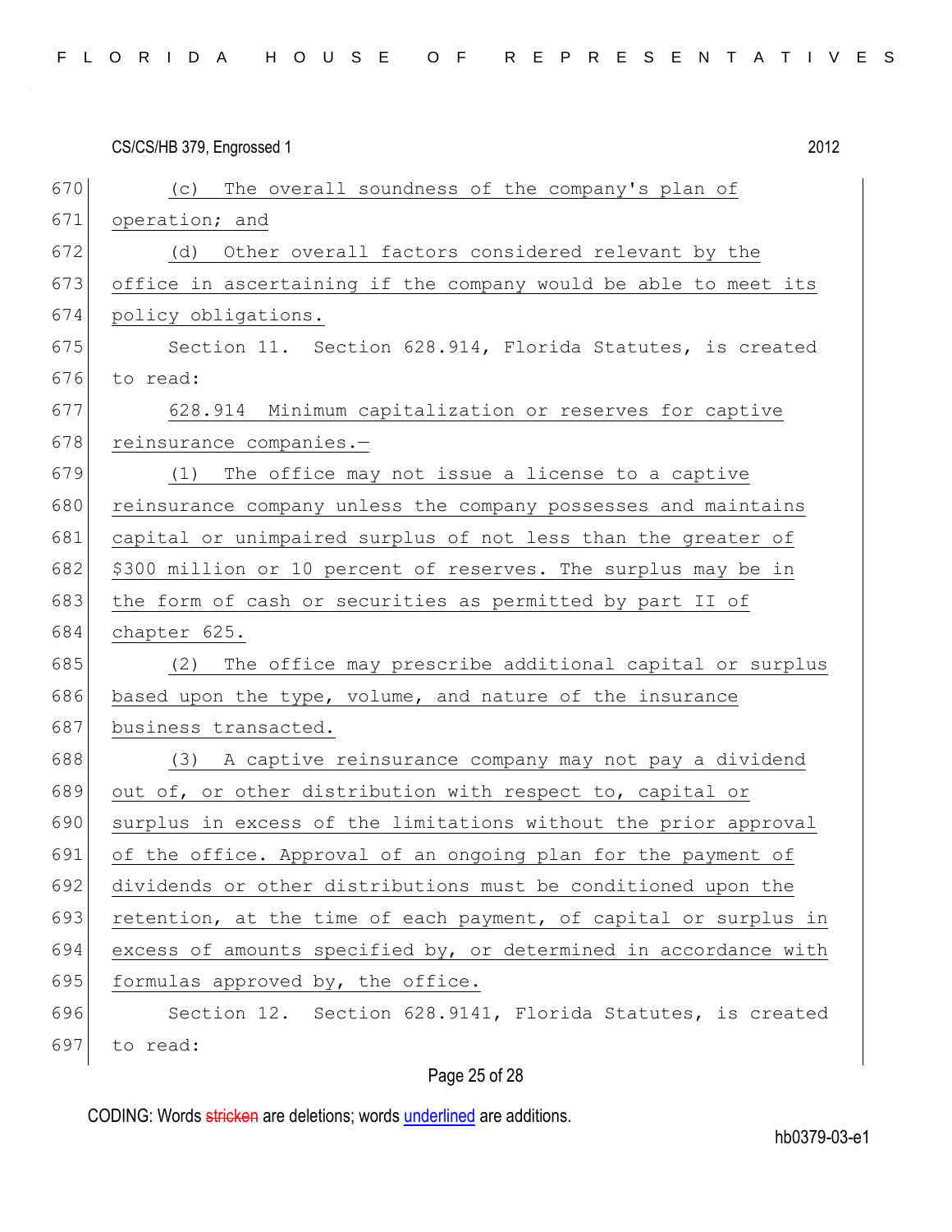(c) The overall soundness of the company's plan of operation; and

(d) Other overall factors considered relevant by the office in ascertaining if the company would be able to meet its policy obligations.

Section 11. Section 628.914, Florida Statutes, is created to read:

628.914 Minimum capitalization or reserves for captive reinsurance companies.—

(1) The office may not issue a license to a captive reinsurance company unless the company possesses and maintains capital or unimpaired surplus of not less than the greater of $300 million or 10 percent of reserves. The surplus may be in the form of cash or securities as permitted by part II of chapter 625.

(2) The office may prescribe additional capital or surplus based upon the type, volume, and nature of the insurance business transacted.

(3) A captive reinsurance company may not pay a dividend out of, or other distribution with respect to, capital or surplus in excess of the limitations without the prior approval of the office. Approval of an ongoing plan for the payment of dividends or other distributions must be conditioned upon the retention, at the time of each payment, of capital or surplus in excess of amounts specified by, or determined in accordance with formulas approved by, the office.

Section 12. Section 628.9141, Florida Statutes, is created to read: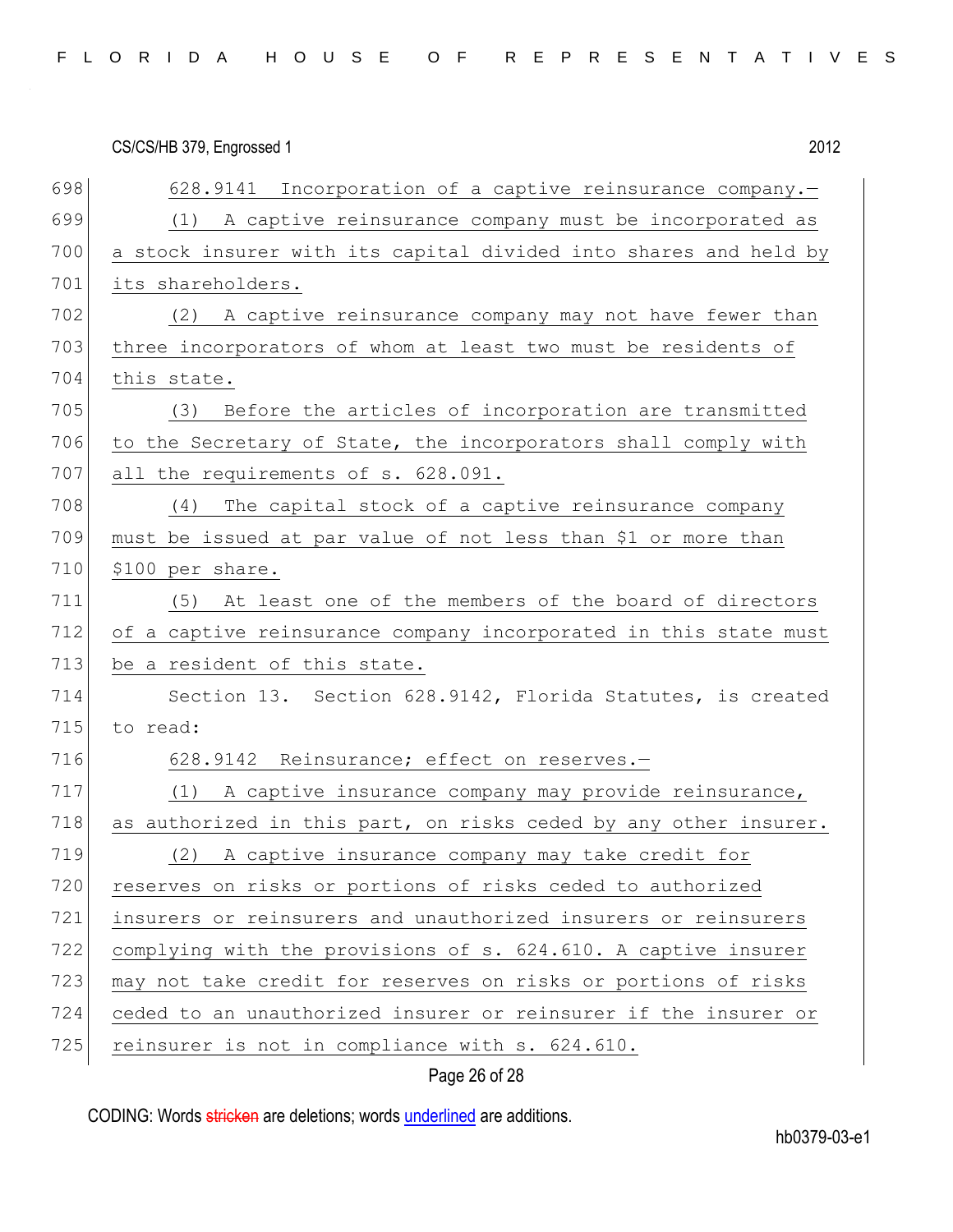628.9141 Incorporation of a captive reinsurance company.—

(1) A captive reinsurance company must be incorporated as a stock insurer with its capital divided into shares and held by its shareholders.

(2) A captive reinsurance company may not have fewer than three incorporators of whom at least two must be residents of this state.

(3) Before the articles of incorporation are transmitted to the Secretary of State, the incorporators shall comply with all the requirements of s. 628.091.

(4) The capital stock of a captive reinsurance company must be issued at par value of not less than $1 or more than $100 per share.

(5) At least one of the members of the board of directors of a captive reinsurance company incorporated in this state must be a resident of this state.

Section 13. Section 628.9142, Florida Statutes, is created to read:

628.9142 Reinsurance; effect on reserves.—

(1) A captive insurance company may provide reinsurance, as authorized in this part, on risks ceded by any other insurer.

(2) A captive insurance company may take credit for reserves on risks or portions of risks ceded to authorized insurers or reinsurers and unauthorized insurers or reinsurers complying with the provisions of s. 624.610. A captive insurer may not take credit for reserves on risks or portions of risks ceded to an unauthorized insurer or reinsurer if the insurer or reinsurer is not in compliance with s. 624.610.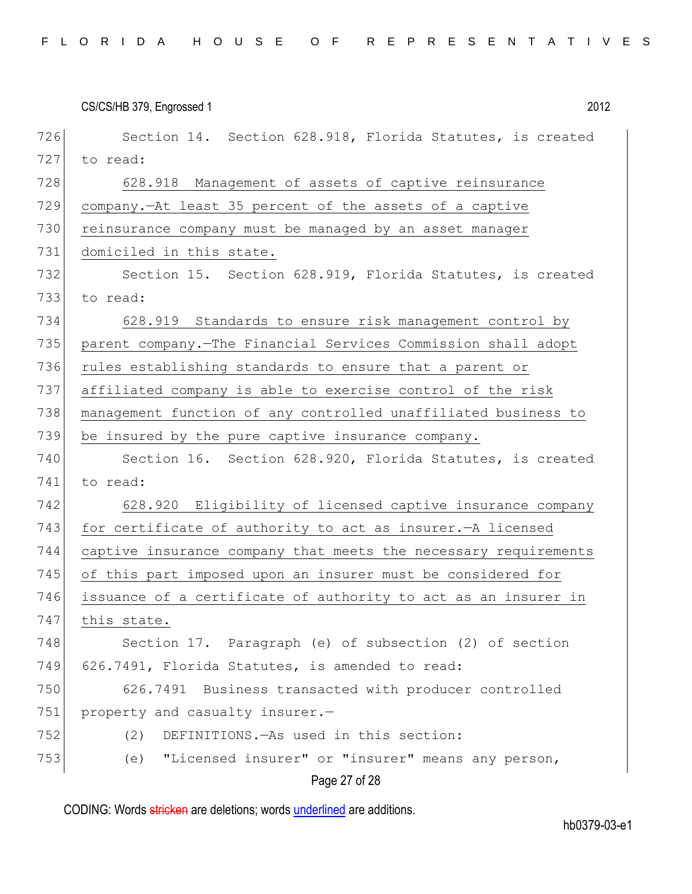Section 14. Section 628.918, Florida Statutes, is created to read:

628.918 Management of assets of captive reinsurance company.—At least 35 percent of the assets of a captive reinsurance company must be managed by an asset manager domiciled in this state.

Section 15. Section 628.919, Florida Statutes, is created to read:

628.919 Standards to ensure risk management control by parent company.—The Financial Services Commission shall adopt rules establishing standards to ensure that a parent or affiliated company is able to exercise control of the risk management function of any controlled unaffiliated business to be insured by the pure captive insurance company.

Section 16. Section 628.920, Florida Statutes, is created to read:

628.920 Eligibility of licensed captive insurance company for certificate of authority to act as insurer.—A licensed captive insurance company that meets the necessary requirements of this part imposed upon an insurer must be considered for issuance of a certificate of authority to act as an insurer in this state.

Section 17. Paragraph (e) of subsection (2) of section 626.7491, Florida Statutes, is amended to read:

626.7491 Business transacted with producer controlled property and casualty insurer.—

(2) DEFINITIONS.—As used in this section:

(e) "Licensed insurer" or "insurer" means any person,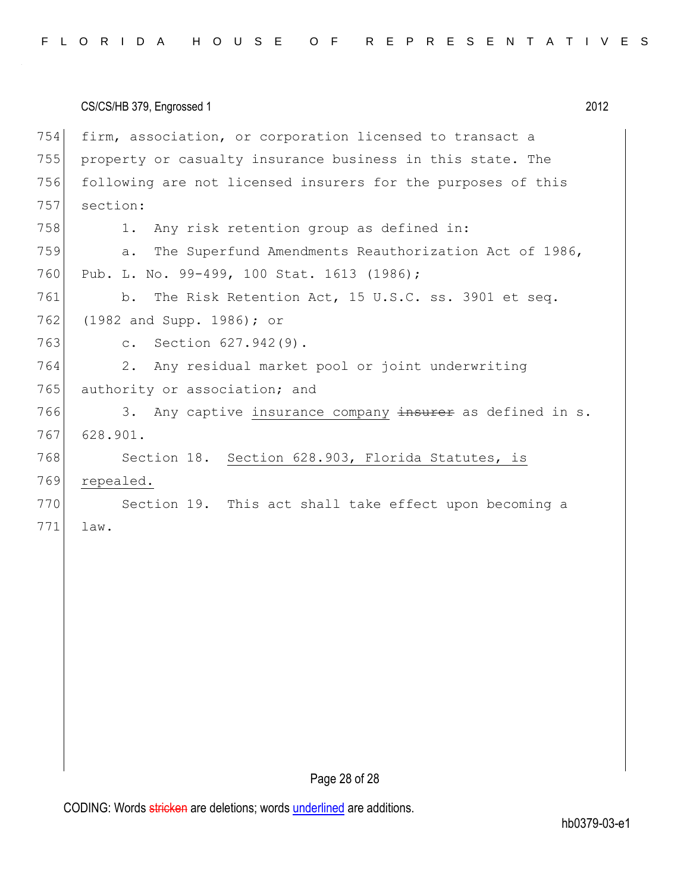firm, association, or corporation licensed to transact a property or casualty insurance business in this state. The following are not licensed insurers for the purposes of this section:

1. Any risk retention group as defined in:

a. The Superfund Amendments Reauthorization Act of 1986, Pub. L. No. 99-499, 100 Stat. 1613 (1986);

b. The Risk Retention Act, 15 U.S.C. ss. 3901 et seq. (1982 and Supp. 1986); or

c. Section 627.942(9).

2. Any residual market pool or joint underwriting authority or association; and

3. Any captive <u>insurance company</u> ~~insurer~~ as defined in s. 628.901.

Section 18. <u>Section 628.903, Florida Statutes, is repealed.</u>

Section 19. This act shall take effect upon becoming a law.

CODING: Words ~~stricken~~ are deletions; words <u>underlined</u> are additions.